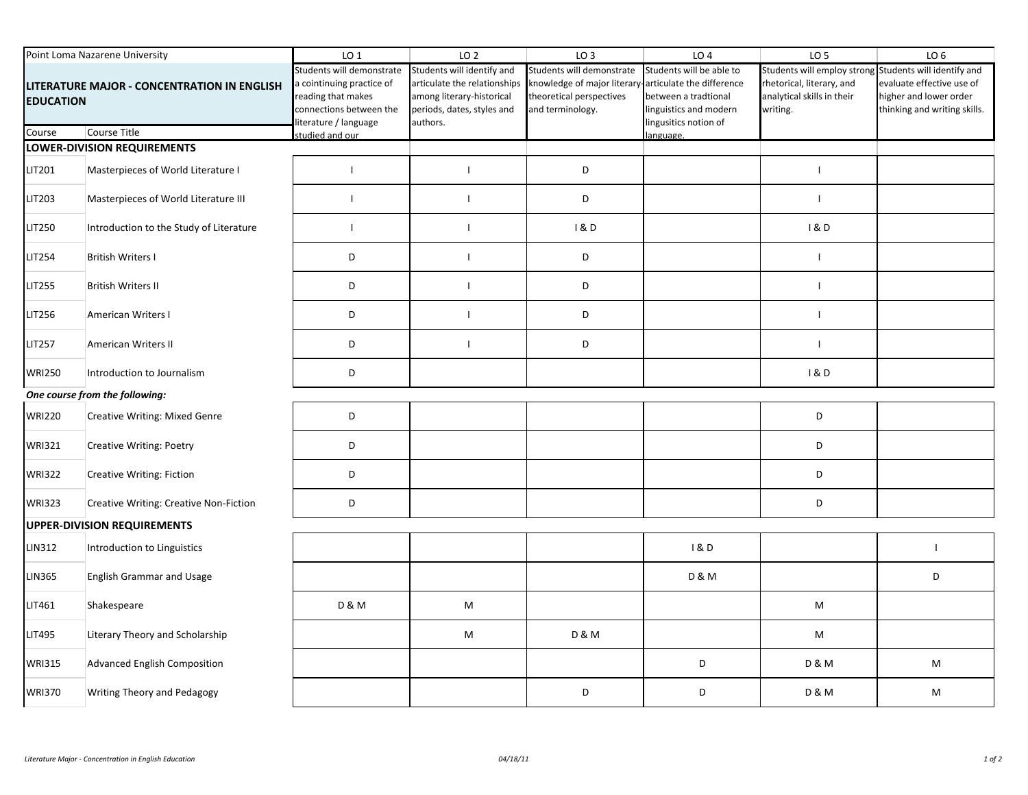| Point Loma Nazarene University | | LO 1 | LO 2 | LO 3 | LO 4 | LO 5 | LO 6 |
|---|---|---|---|---|---|---|---|
| **LITERATURE MAJOR - CONCENTRATION IN ENGLISH EDUCATION** | | Students will demonstrate a cointinuing practice of reading that makes connections between the literature / language studied and our | Students will identify and articulate the relationships among literary-historical periods, dates, styles and authors. | Students will demonstrate knowledge of major literary-theoretical perspectives and terminology. | Students will be able to articulate the difference between a tradtional linguistics and modern lingusitics notion of language. | Students will employ strong rhetorical, literary, and analytical skills in their writing. | Students will identify and evaluate effective use of higher and lower order thinking and writing skills. |
| Course | Course Title | | | | | | |
| **LOWER-DIVISION REQUIREMENTS** | | | | | | | |
| LIT201 | Masterpieces of World Literature I | I | I | D | | I | |
| LIT203 | Masterpieces of World Literature III | I | I | D | | I | |
| LIT250 | Introduction to the Study of Literature | I | I | I & D | | I & D | |
| LIT254 | British Writers I | D | I | D | | I | |
| LIT255 | British Writers II | D | I | D | | I | |
| LIT256 | American Writers I | D | I | D | | I | |
| LIT257 | American Writers II | D | I | D | | I | |
| WRI250 | Introduction to Journalism | D | | | | I & D | |
| ***One course from the following:*** | | | | | | | |
| WRI220 | Creative Writing: Mixed Genre | D | | | | D | |
| WRI321 | Creative Writing: Poetry | D | | | | D | |
| WRI322 | Creative Writing: Fiction | D | | | | D | |
| WRI323 | Creative Writing: Creative Non-Fiction | D | | | | D | |
| **UPPER-DIVISION REQUIREMENTS** | | | | | | | |
| LIN312 | Introduction to Linguistics | | | | I & D | | I |
| LIN365 | English Grammar and Usage | | | | D & M | | D |
| LIT461 | Shakespeare | D & M | M | | | M | |
| LIT495 | Literary Theory and Scholarship | | M | D & M | | M | |
| WRI315 | Advanced English Composition | | | | D | D & M | M |
| WRI370 | Writing Theory and Pedagogy | | | D | D | D & M | M |

*Literature Major - Concentration in English Education* 04/18/11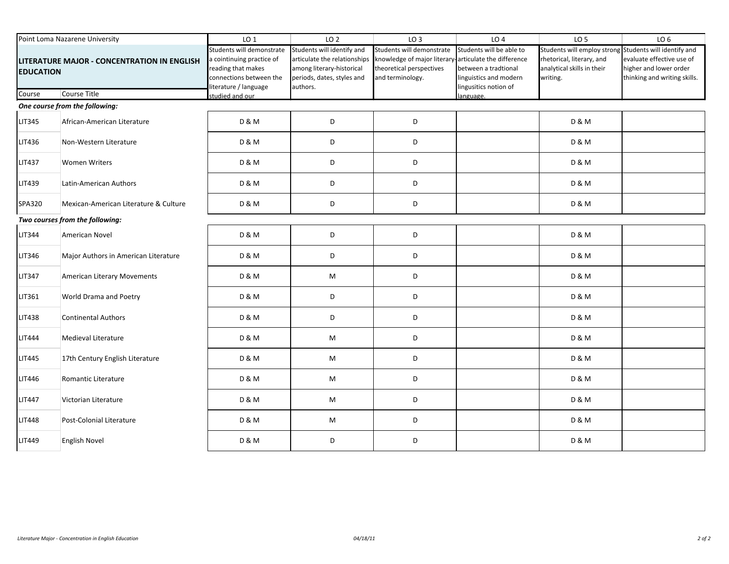| Point Loma Nazarene University | | LO 1 | LO 2 | LO 3 | LO 4 | LO 5 | LO 6 |
|---|---|---|---|---|---|---|---|
| **LITERATURE MAJOR - CONCENTRATION IN ENGLISH EDUCATION** | | Students will demonstrate a cointinuing practice of reading that makes connections between the literature / language studied and our | Students will identify and articulate the relationships among literary-historical periods, dates, styles and authors. | Students will demonstrate knowledge of major literary-theoretical perspectives and terminology. | Students will be able to articulate the difference between a tradtional linguistics and modern lingusitics notion of language. | Students will employ strong rhetorical, literary, and analytical skills in their writing. | Students will identify and evaluate effective use of higher and lower order thinking and writing skills. |
| Course | Course Title | | | | | | |
| ***One course from the following:*** | | | | | | | |
| LIT345 | African-American Literature | D & M | D | D | | D & M | |
| LIT436 | Non-Western Literature | D & M | D | D | | D & M | |
| LIT437 | Women Writers | D & M | D | D | | D & M | |
| LIT439 | Latin-American Authors | D & M | D | D | | D & M | |
| SPA320 | Mexican-American Literature & Culture | D & M | D | D | | D & M | |
| ***Two courses from the following:*** | | | | | | | |
| LIT344 | American Novel | D & M | D | D | | D & M | |
| LIT346 | Major Authors in American Literature | D & M | D | D | | D & M | |
| LIT347 | American Literary Movements | D & M | M | D | | D & M | |
| LIT361 | World Drama and Poetry | D & M | D | D | | D & M | |
| LIT438 | Continental Authors | D & M | D | D | | D & M | |
| LIT444 | Medieval Literature | D & M | M | D | | D & M | |
| LIT445 | 17th Century English Literature | D & M | M | D | | D & M | |
| LIT446 | Romantic Literature | D & M | M | D | | D & M | |
| LIT447 | Victorian Literature | D & M | M | D | | D & M | |
| LIT448 | Post-Colonial Literature | D & M | M | D | | D & M | |
| LIT449 | English Novel | D & M | D | D | | D & M | |